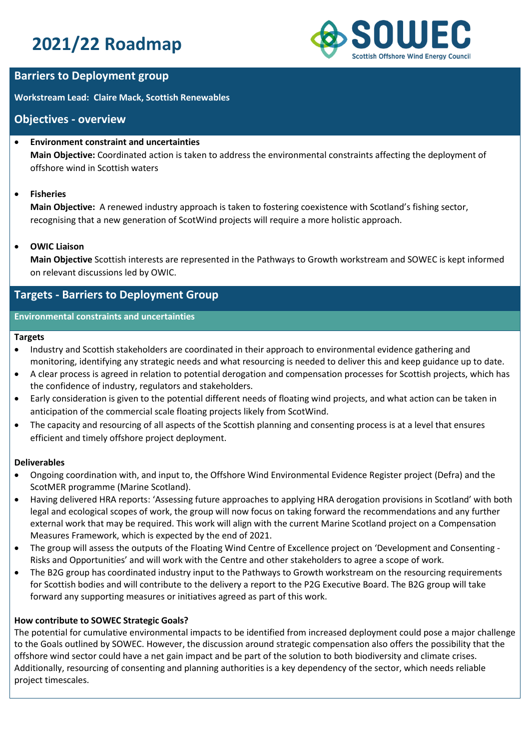# 2021/22 Roadmap

SOWEC Scottish Offshore Wind Energy Council

## Barriers to Deployment group

**Workstream Lead: Claire Mack, Scottish Renewables**

## Objectives - overview

- **Environment constraint and uncertainties**
  **Main Objective:** Coordinated action is taken to address the environmental constraints affecting the deployment of offshore wind in Scottish waters

- **Fisheries**
  **Main Objective:** A renewed industry approach is taken to fostering coexistence with Scotland's fishing sector, recognising that a new generation of ScotWind projects will require a more holistic approach.

- **OWIC Liaison**
  **Main Objective** Scottish interests are represented in the Pathways to Growth workstream and SOWEC is kept informed on relevant discussions led by OWIC.

## Targets - Barriers to Deployment Group

### Environmental constraints and uncertainties

**Targets**

- Industry and Scottish stakeholders are coordinated in their approach to environmental evidence gathering and monitoring, identifying any strategic needs and what resourcing is needed to deliver this and keep guidance up to date.
- A clear process is agreed in relation to potential derogation and compensation processes for Scottish projects, which has the confidence of industry, regulators and stakeholders.
- Early consideration is given to the potential different needs of floating wind projects, and what action can be taken in anticipation of the commercial scale floating projects likely from ScotWind.
- The capacity and resourcing of all aspects of the Scottish planning and consenting process is at a level that ensures efficient and timely offshore project deployment.

**Deliverables**

- Ongoing coordination with, and input to, the Offshore Wind Environmental Evidence Register project (Defra) and the ScotMER programme (Marine Scotland).
- Having delivered HRA reports: 'Assessing future approaches to applying HRA derogation provisions in Scotland' with both legal and ecological scopes of work, the group will now focus on taking forward the recommendations and any further external work that may be required. This work will align with the current Marine Scotland project on a Compensation Measures Framework, which is expected by the end of 2021.
- The group will assess the outputs of the Floating Wind Centre of Excellence project on 'Development and Consenting - Risks and Opportunities' and will work with the Centre and other stakeholders to agree a scope of work.
- The B2G group has coordinated industry input to the Pathways to Growth workstream on the resourcing requirements for Scottish bodies and will contribute to the delivery a report to the P2G Executive Board. The B2G group will take forward any supporting measures or initiatives agreed as part of this work.

**How contribute to SOWEC Strategic Goals?**

The potential for cumulative environmental impacts to be identified from increased deployment could pose a major challenge to the Goals outlined by SOWEC. However, the discussion around strategic compensation also offers the possibility that the offshore wind sector could have a net gain impact and be part of the solution to both biodiversity and climate crises. Additionally, resourcing of consenting and planning authorities is a key dependency of the sector, which needs reliable project timescales.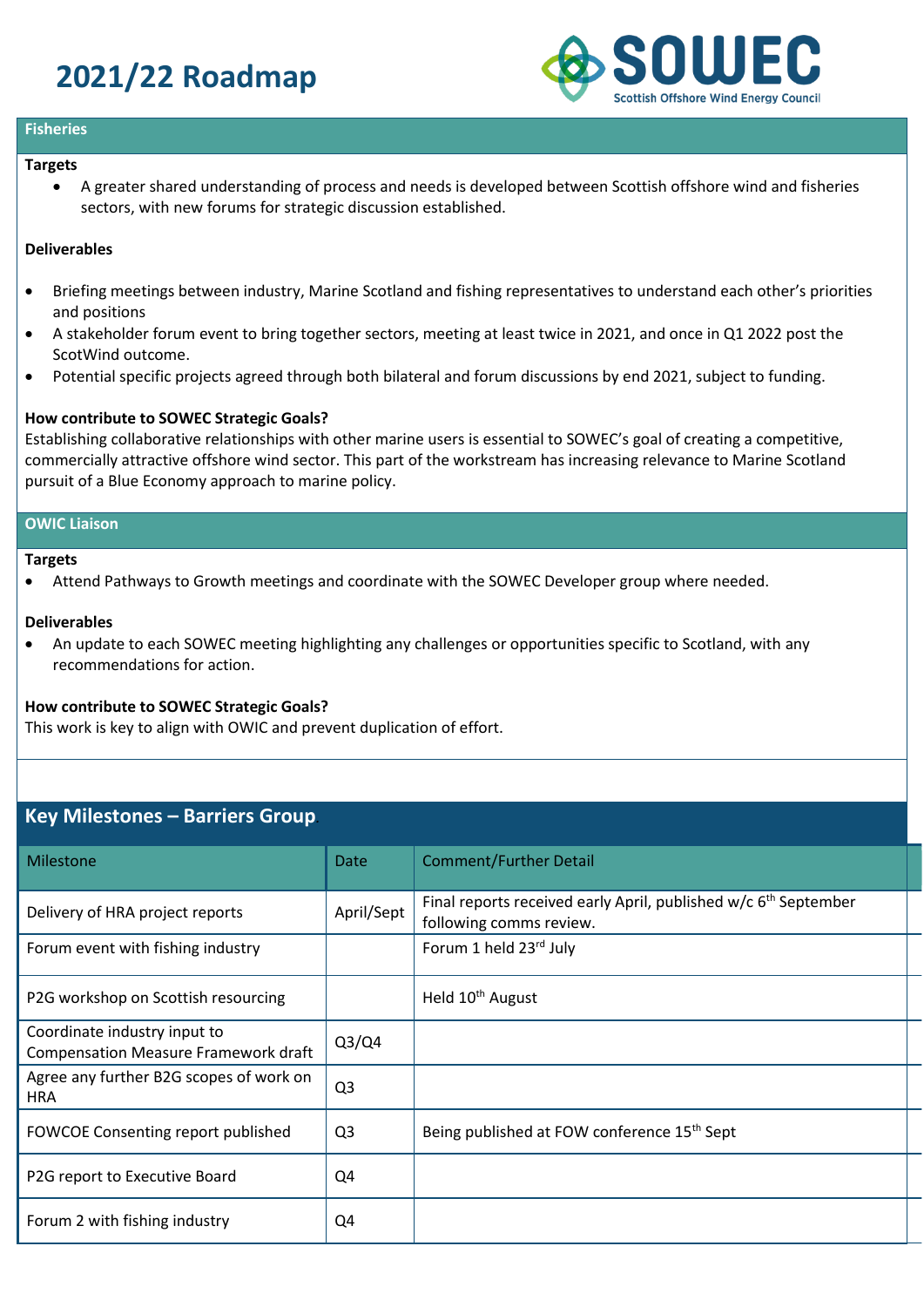# 2021/22 Roadmap

SOWEC
Scottish Offshore Wind Energy Council

## Fisheries

**Targets**

- A greater shared understanding of process and needs is developed between Scottish offshore wind and fisheries sectors, with new forums for strategic discussion established.

**Deliverables**

- Briefing meetings between industry, Marine Scotland and fishing representatives to understand each other's priorities and positions
- A stakeholder forum event to bring together sectors, meeting at least twice in 2021, and once in Q1 2022 post the ScotWind outcome.
- Potential specific projects agreed through both bilateral and forum discussions by end 2021, subject to funding.

**How contribute to SOWEC Strategic Goals?**

Establishing collaborative relationships with other marine users is essential to SOWEC's goal of creating a competitive, commercially attractive offshore wind sector. This part of the workstream has increasing relevance to Marine Scotland pursuit of a Blue Economy approach to marine policy.

## OWIC Liaison

**Targets**

- Attend Pathways to Growth meetings and coordinate with the SOWEC Developer group where needed.

**Deliverables**

- An update to each SOWEC meeting highlighting any challenges or opportunities specific to Scotland, with any recommendations for action.

**How contribute to SOWEC Strategic Goals?**

This work is key to align with OWIC and prevent duplication of effort.

## Key Milestones – Barriers Group

| Milestone | Date | Comment/Further Detail |
|---|---|---|
| Delivery of HRA project reports | April/Sept | Final reports received early April, published w/c 6th September following comms review. |
| Forum event with fishing industry | | Forum 1 held 23rd July |
| P2G workshop on Scottish resourcing | | Held 10th August |
| Coordinate industry input to Compensation Measure Framework draft | Q3/Q4 | |
| Agree any further B2G scopes of work on HRA | Q3 | |
| FOWCOE Consenting report published | Q3 | Being published at FOW conference 15th Sept |
| P2G report to Executive Board | Q4 | |
| Forum 2 with fishing industry | Q4 | |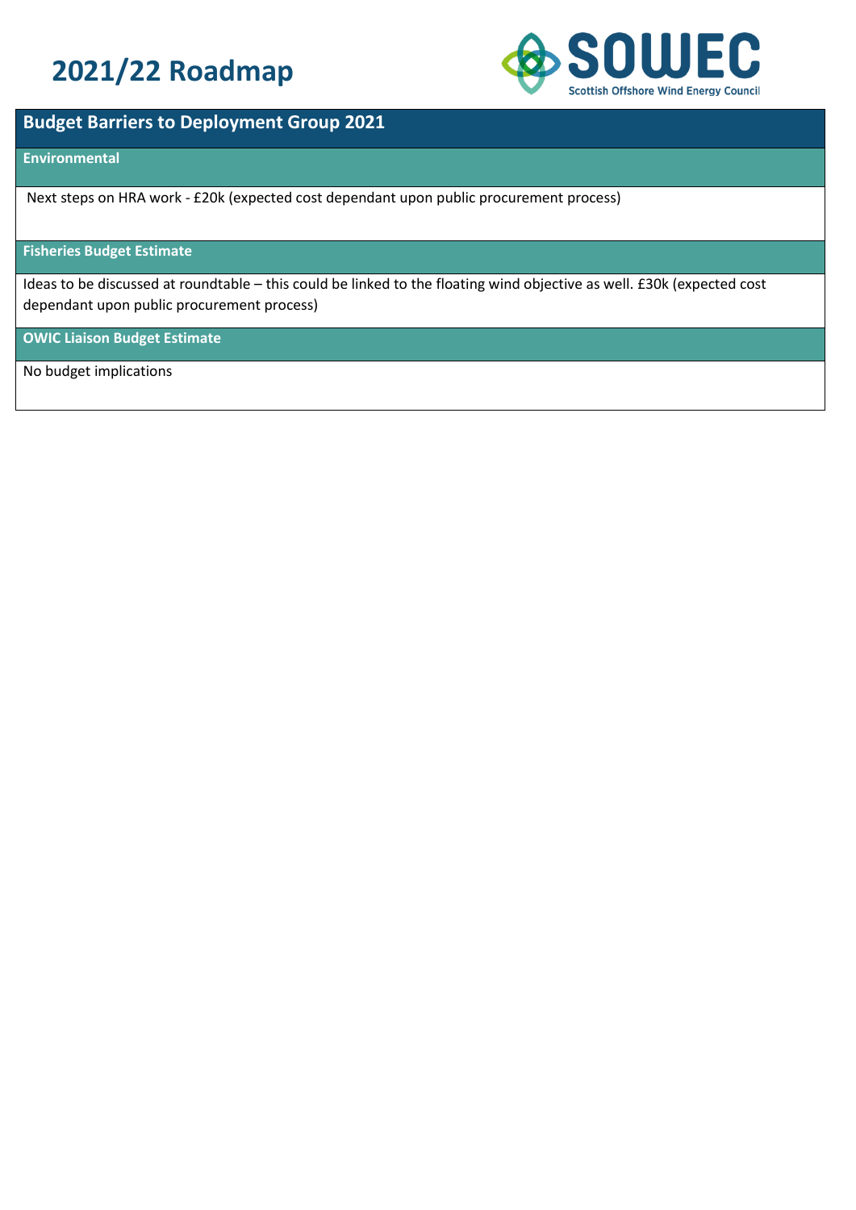# 2021/22 Roadmap

## Budget Barriers to Deployment Group 2021

### Environmental

Next steps on HRA work - £20k (expected cost dependant upon public procurement process)

### Fisheries Budget Estimate

Ideas to be discussed at roundtable – this could be linked to the floating wind objective as well. £30k (expected cost dependant upon public procurement process)

### OWIC Liaison Budget Estimate

No budget implications